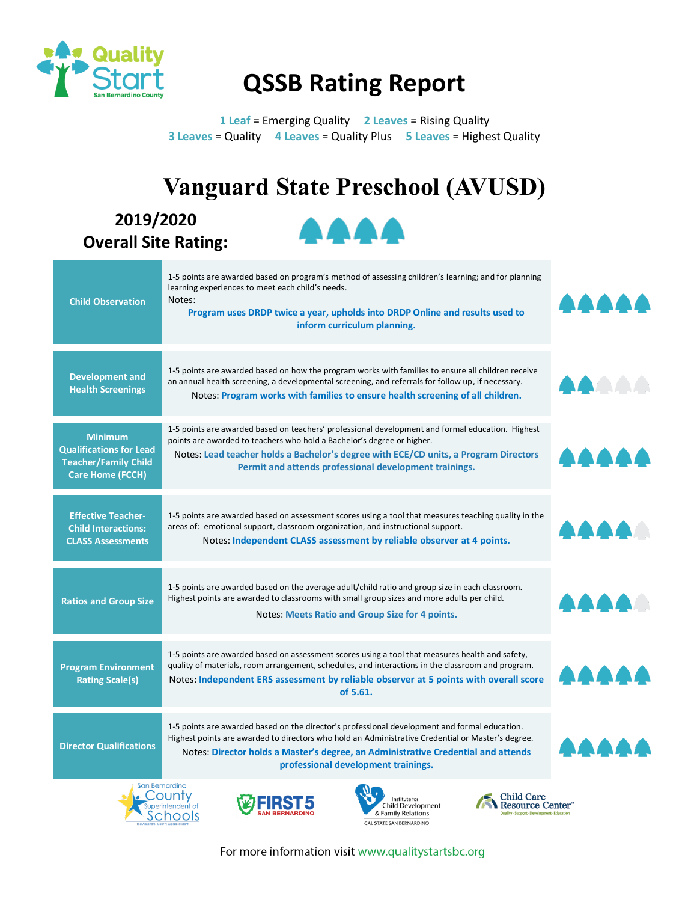Quality Start
San Bernardino County

# QSSB Rating Report

**1 Leaf** = Emerging Quality **2 Leaves** = Rising Quality
**3 Leaves** = Quality **4 Leaves** = Quality Plus **5 Leaves** = Highest Quality

# Vanguard State Preschool (AVUSD)

## 2019/2020 Overall Site Rating: 4 Leaves

| Category | Description | Rating |
| --- | --- | --- |
| **Child Observation** | 1-5 points are awarded based on program's method of assessing children's learning; and for planning learning experiences to meet each child's needs. Notes: **Program uses DRDP twice a year, uploads into DRDP Online and results used to inform curriculum planning.** | 5 Leaves |
| **Development and Health Screenings** | 1-5 points are awarded based on how the program works with families to ensure all children receive an annual health screening, a developmental screening, and referrals for follow up, if necessary. Notes: **Program works with families to ensure health screening of all children.** | 2 Leaves |
| **Minimum Qualifications for Lead Teacher/Family Child Care Home (FCCH)** | 1-5 points are awarded based on teachers' professional development and formal education. Highest points are awarded to teachers who hold a Bachelor's degree or higher. Notes: **Lead teacher holds a Bachelor's degree with ECE/CD units, a Program Directors Permit and attends professional development trainings.** | 5 Leaves |
| **Effective Teacher-Child Interactions: CLASS Assessments** | 1-5 points are awarded based on assessment scores using a tool that measures teaching quality in the areas of: emotional support, classroom organization, and instructional support. Notes: **Independent CLASS assessment by reliable observer at 4 points.** | 4 Leaves |
| **Ratios and Group Size** | 1-5 points are awarded based on the average adult/child ratio and group size in each classroom. Highest points are awarded to classrooms with small group sizes and more adults per child. Notes: **Meets Ratio and Group Size for 4 points.** | 4 Leaves |
| **Program Environment Rating Scale(s)** | 1-5 points are awarded based on assessment scores using a tool that measures health and safety, quality of materials, room arrangement, schedules, and interactions in the classroom and program. Notes: **Independent ERS assessment by reliable observer at 5 points with overall score of 5.61.** | 5 Leaves |
| **Director Qualifications** | 1-5 points are awarded based on the director's professional development and formal education. Highest points are awarded to directors who hold an Administrative Credential or Master's degree. Notes: **Director holds a Master's degree, an Administrative Credential and attends professional development trainings.** | 5 Leaves |

San Bernardino County Superintendent of Schools | FIRST 5 San Bernardino | Institute for Child Development & Family Relations, Cal State San Bernardino | Child Care Resource Center

For more information visit www.qualitystartsbc.org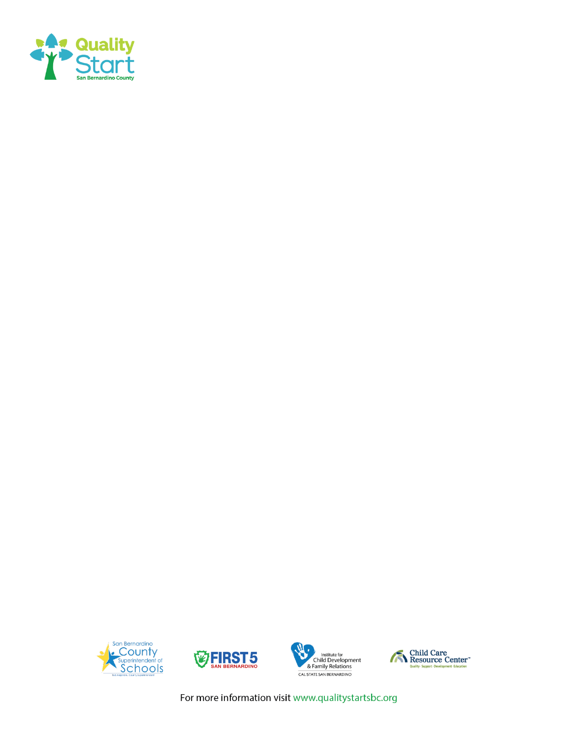For more information visit www.qualitystartsbc.org